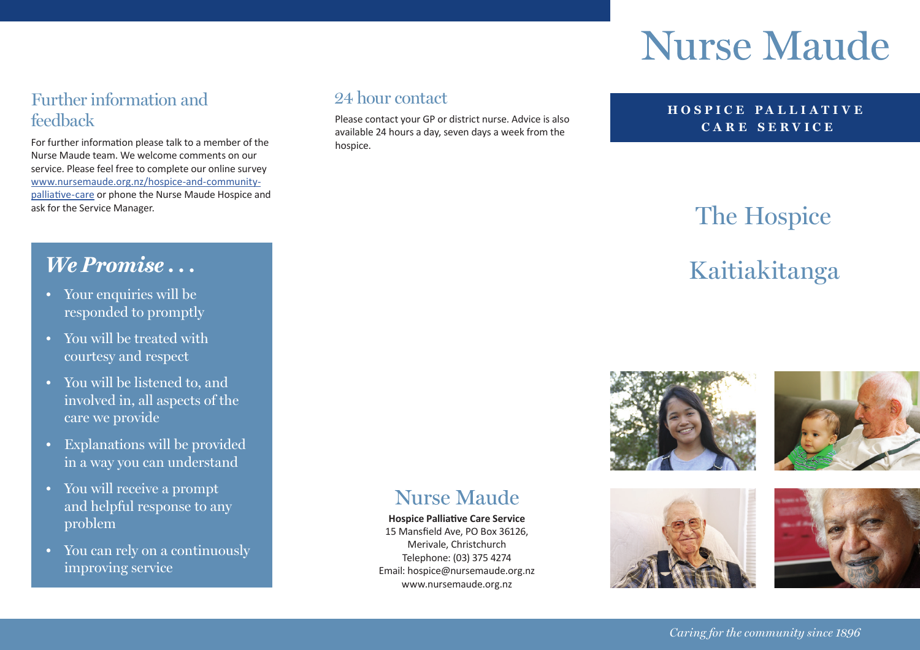## Further information and feedback

For further information please talk to a member of the Nurse Maude team. We welcome comments on our service. Please feel free to complete our online survey [www.nursemaude.org.nz/hospice-and-community-palliative-care](www.nursemaude.org.nz/hospice-and-community-palliative-care) or phone the Nurse Maude Hospice and ask for the Service Manager.

## *We Promise . . .*

- Your enquiries will be responded to promptly
- You will be treated with courtesy and respect
- You will be listened to, and involved in, all aspects of the care we provide
- Explanations will be provided in a way you can understand
- You will receive a prompt and helpful response to any problem
- You can rely on a continuously improving service

## 24 hour contact

Please contact your GP or district nurse. Advice is also available 24 hours a day, seven days a week from the hospice.

## Nurse Maude

**Hospice Palliative Care Service**
15 Mansfield Ave, PO Box 36126,
Merivale, Christchurch
Telephone: (03) 375 4274
Email: hospice@nursemaude.org.nz
www.nursemaude.org.nz

# Nurse Maude

**HOSPICE PALLIATIVE CARE SERVICE**

# The Hospice

# Kaitiakitanga

*Caring for the community since 1896*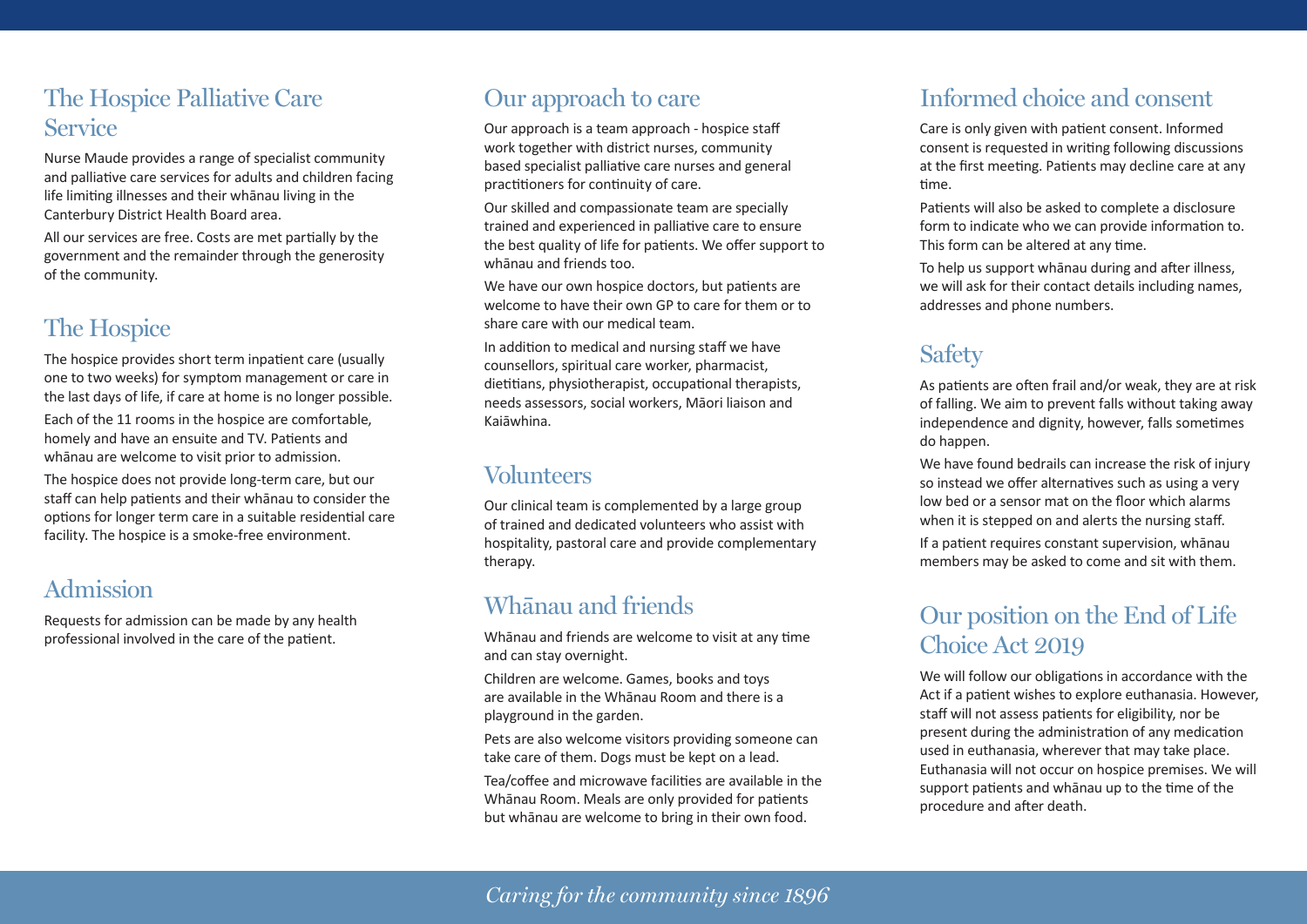## The Hospice Palliative Care Service

Nurse Maude provides a range of specialist community and palliative care services for adults and children facing life limiting illnesses and their whānau living in the Canterbury District Health Board area.

All our services are free. Costs are met partially by the government and the remainder through the generosity of the community.

## The Hospice

The hospice provides short term inpatient care (usually one to two weeks) for symptom management or care in the last days of life, if care at home is no longer possible.

Each of the 11 rooms in the hospice are comfortable, homely and have an ensuite and TV. Patients and whānau are welcome to visit prior to admission.

The hospice does not provide long-term care, but our staff can help patients and their whānau to consider the options for longer term care in a suitable residential care facility. The hospice is a smoke-free environment.

## Admission

Requests for admission can be made by any health professional involved in the care of the patient.

## Our approach to care

Our approach is a team approach - hospice staff work together with district nurses, community based specialist palliative care nurses and general practitioners for continuity of care.

Our skilled and compassionate team are specially trained and experienced in palliative care to ensure the best quality of life for patients. We offer support to whānau and friends too.

We have our own hospice doctors, but patients are welcome to have their own GP to care for them or to share care with our medical team.

In addition to medical and nursing staff we have counsellors, spiritual care worker, pharmacist, dietitians, physiotherapist, occupational therapists, needs assessors, social workers, Māori liaison and Kaiāwhina.

## Volunteers

Our clinical team is complemented by a large group of trained and dedicated volunteers who assist with hospitality, pastoral care and provide complementary therapy.

## Whānau and friends

Whānau and friends are welcome to visit at any time and can stay overnight.

Children are welcome. Games, books and toys are available in the Whānau Room and there is a playground in the garden.

Pets are also welcome visitors providing someone can take care of them. Dogs must be kept on a lead.

Tea/coffee and microwave facilities are available in the Whānau Room. Meals are only provided for patients but whānau are welcome to bring in their own food.

## Informed choice and consent

Care is only given with patient consent. Informed consent is requested in writing following discussions at the first meeting. Patients may decline care at any time.

Patients will also be asked to complete a disclosure form to indicate who we can provide information to. This form can be altered at any time.

To help us support whānau during and after illness, we will ask for their contact details including names, addresses and phone numbers.

## Safety

As patients are often frail and/or weak, they are at risk of falling. We aim to prevent falls without taking away independence and dignity, however, falls sometimes do happen.

We have found bedrails can increase the risk of injury so instead we offer alternatives such as using a very low bed or a sensor mat on the floor which alarms when it is stepped on and alerts the nursing staff.

If a patient requires constant supervision, whānau members may be asked to come and sit with them.

## Our position on the End of Life Choice Act 2019

We will follow our obligations in accordance with the Act if a patient wishes to explore euthanasia. However, staff will not assess patients for eligibility, nor be present during the administration of any medication used in euthanasia, wherever that may take place. Euthanasia will not occur on hospice premises. We will support patients and whānau up to the time of the procedure and after death.

*Caring for the community since 1896*